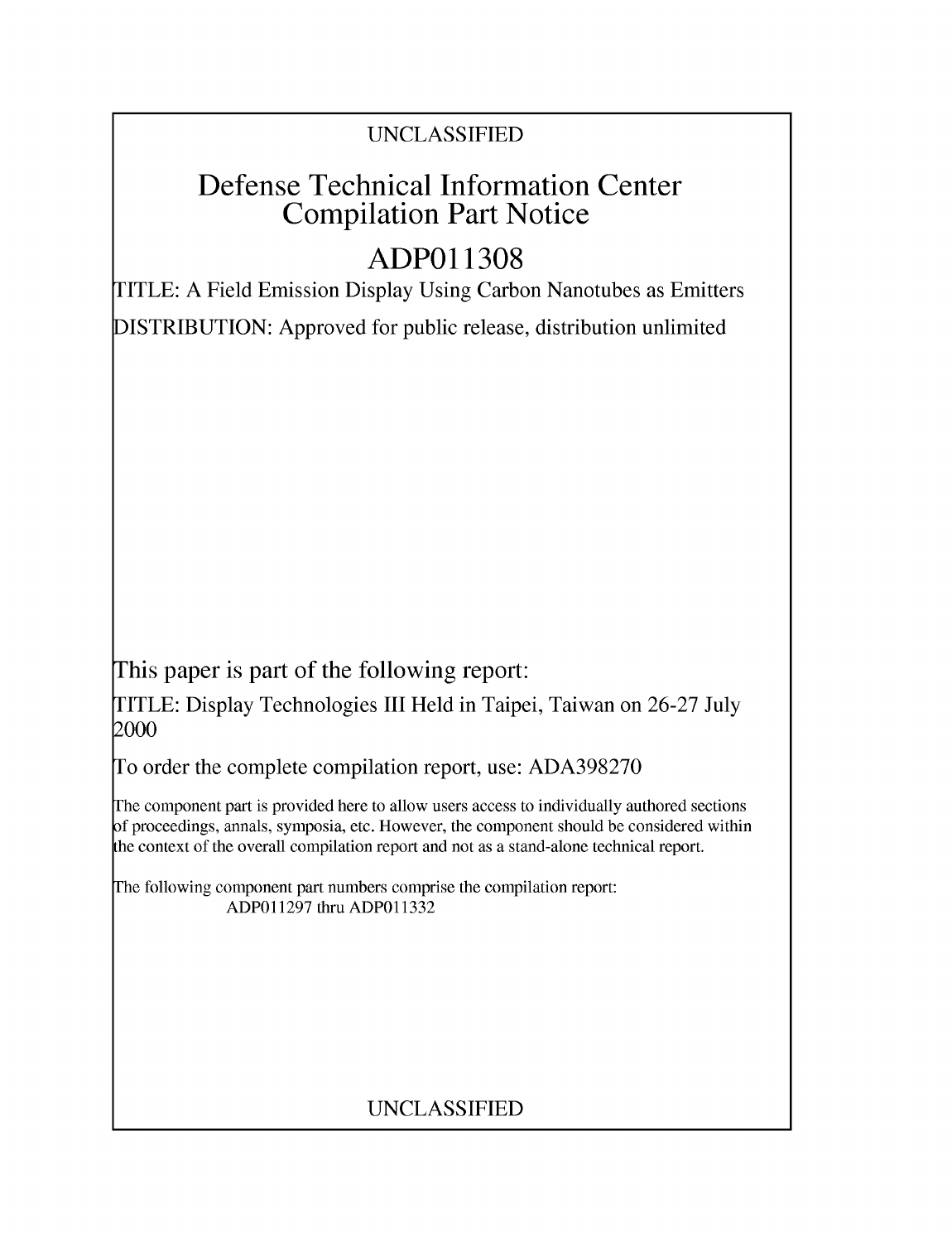UNCLASSIFIED

# Defense Technical Information Center Compilation Part Notice

## ADP011308

TITLE: A Field Emission Display Using Carbon Nanotubes as Emitters

DISTRIBUTION: Approved for public release, distribution unlimited

This paper is part of the following report:

TITLE: Display Technologies III Held in Taipei, Taiwan on 26-27 July 2000

To order the complete compilation report, use: ADA398270

The component part is provided here to allow users access to individually authored sections of proceedings, annals, symposia, etc. However, the component should be considered within the context of the overall compilation report and not as a stand-alone technical report.

The following component part numbers comprise the compilation report:
ADP011297 thru ADP011332

UNCLASSIFIED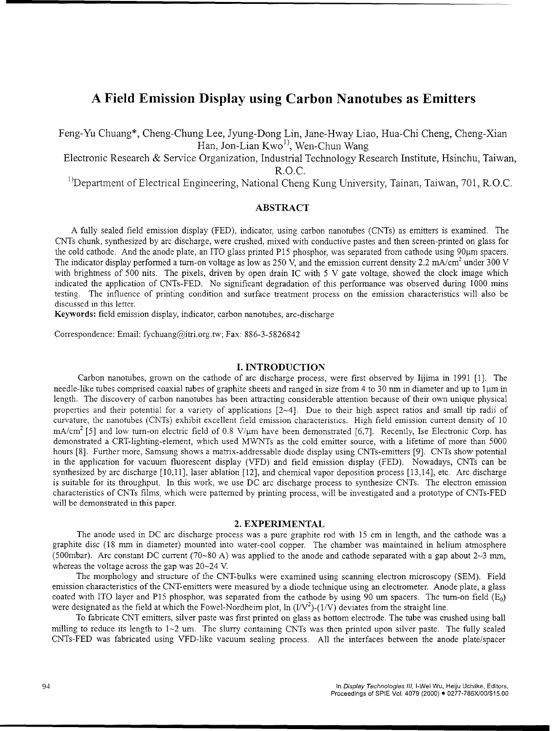# A Field Emission Display using Carbon Nanotubes as Emitters

Feng-Yu Chuang*, Cheng-Chung Lee, Jyung-Dong Lin, Jane-Hway Liao, Hua-Chi Cheng, Cheng-Xian Han, Jon-Lian Kwo[1)], Wen-Chun Wang

Electronic Research & Service Organization, Industrial Technology Research Institute, Hsinchu, Taiwan, R.O.C.

[1)]Department of Electrical Engineering, National Cheng Kung University, Tainan, Taiwan, 701, R.O.C.

## ABSTRACT

A fully sealed field emission display (FED), indicator, using carbon nanotubes (CNTs) as emitters is examined. The CNTs chunk, synthesized by arc discharge, were crushed, mixed with conductive pastes and then screen-printed on glass for the cold cathode. And the anode plate, an ITO glass printed P15 phosphor, was separated from cathode using 90μm spacers. The indicator display performed a turn-on voltage as low as 250 V, and the emission current density 2.2 mA/cm$^2$ under 300 V with brightness of 500 nits. The pixels, driven by open drain IC with 5 V gate voltage, showed the clock image which indicated the application of CNTs-FED. No significant degradation of this performance was observed during 1000 mins testing. The influence of printing condition and surface treatment process on the emission characteristics will also be discussed in this letter.

**Keywords:** field emission display, indicator, carbon nanotubes, arc-discharge

Correspondence: Email: fychuang@itri.org.tw; Fax: 886-3-5826842

## I. INTRODUCTION

Carbon nanotubes, grown on the cathode of arc discharge process, were first observed by Iijima in 1991 [1]. The needle-like tubes comprised coaxial tubes of graphite sheets and ranged in size from 4 to 30 nm in diameter and up to 1μm in length. The discovery of carbon nanotubes has been attracting considerable attention because of their own unique physical properties and their potential for a variety of applications [2~4]. Due to their high aspect ratios and small tip radii of curvature, the nanotubes (CNTs) exhibit excellent field emission characteristics. High field emission current density of 10 mA/cm$^2$ [5] and low turn-on electric field of 0.8 V/μm have been demonstrated [6,7]. Recently, Ise Electronic Corp. has demonstrated a CRT-lighting-element, which used MWNTs as the cold emitter source, with a lifetime of more than 5000 hours [8]. Further more, Samsung shows a matrix-addressable diode display using CNTs-emitters [9]. CNTs show potential in the application for vacuum fluorescent display (VFD) and field emission display (FED). Nowadays, CNTs can be synthesized by arc discharge [10,11], laser ablation [12], and chemical vapor deposition process [13,14], etc. Arc discharge is suitable for its throughput. In this work, we use DC arc discharge process to synthesize CNTs. The electron emission characteristics of CNTs films, which were patterned by printing process, will be investigated and a prototype of CNTs-FED will be demonstrated in this paper.

## 2. EXPERIMENTAL

The anode used in DC arc discharge process was a pure graphite rod with 15 cm in length, and the cathode was a graphite disc (18 mm in diameter) mounted into water-cool copper. The chamber was maintained in helium atmosphere (500mbar). Arc constant DC current (70~80 A) was applied to the anode and cathode separated with a gap about 2~3 mm, whereas the voltage across the gap was 20~24 V.

The morphology and structure of the CNT-bulks were examined using scanning electron microscopy (SEM). Field emission characteristics of the CNT-emitters were measured by a diode technique using an electrometer. Anode plate, a glass coated with ITO layer and P15 phosphor, was separated from the cathode by using 90 um spacers. The turn-on field ($E_0$) were designated as the field at which the Fowel-Nordheim plot, ln ($I/V^2$)-($1/V$) deviates from the straight line.

To fabricate CNT emitters, silver paste was first printed on glass as bottom electrode. The tube was crushed using ball milling to reduce its length to 1~2 um. The slurry containing CNTs was then printed upon silver paste. The fully sealed CNTs-FED was fabricated using VFD-like vacuum sealing process. All the interfaces between the anode plate/spacer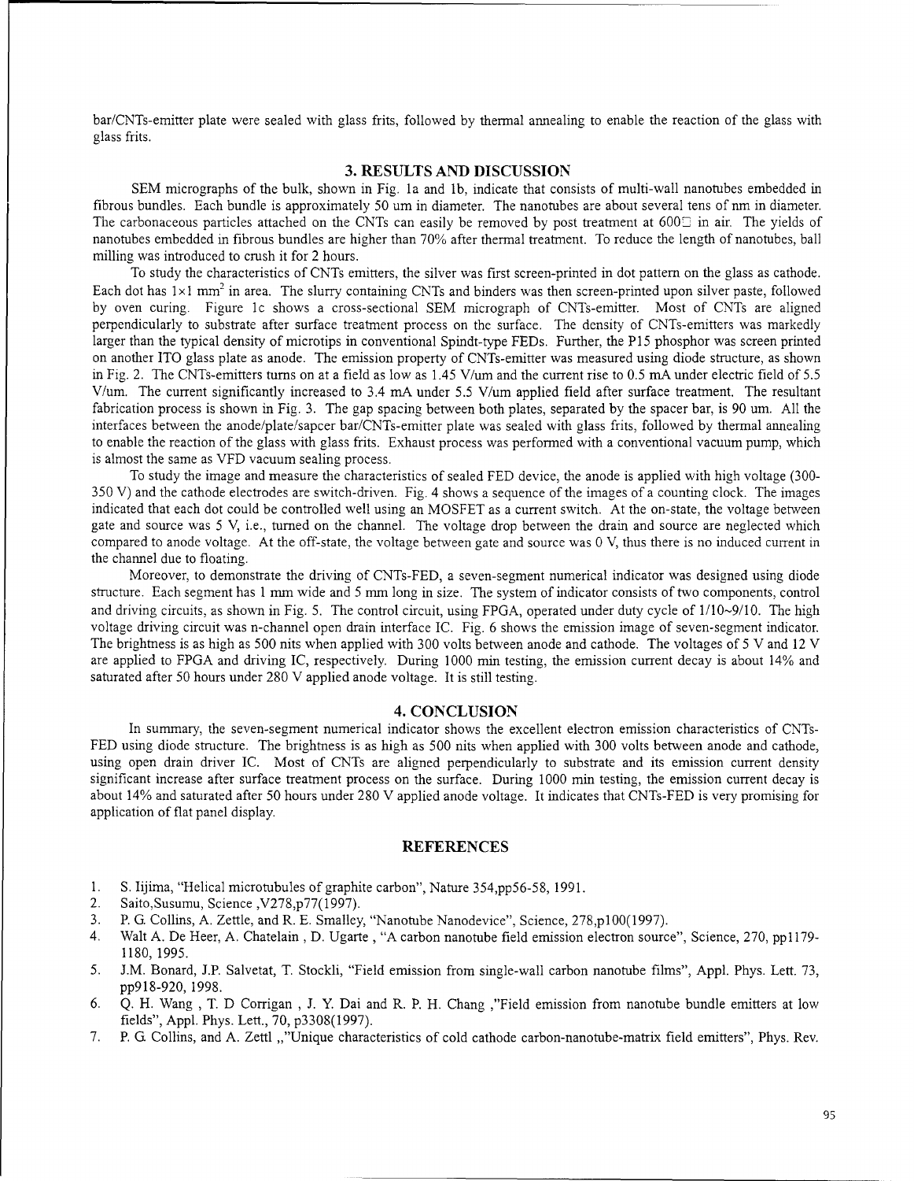bar/CNTs-emitter plate were sealed with glass frits, followed by thermal annealing to enable the reaction of the glass with glass frits.

## 3. RESULTS AND DISCUSSION

SEM micrographs of the bulk, shown in Fig. 1a and 1b, indicate that consists of multi-wall nanotubes embedded in fibrous bundles. Each bundle is approximately 50 um in diameter. The nanotubes are about several tens of nm in diameter. The carbonaceous particles attached on the CNTs can easily be removed by post treatment at 600□ in air. The yields of nanotubes embedded in fibrous bundles are higher than 70% after thermal treatment. To reduce the length of nanotubes, ball milling was introduced to crush it for 2 hours.

To study the characteristics of CNTs emitters, the silver was first screen-printed in dot pattern on the glass as cathode. Each dot has $1\times1$ mm$^2$ in area. The slurry containing CNTs and binders was then screen-printed upon silver paste, followed by oven curing. Figure 1c shows a cross-sectional SEM micrograph of CNTs-emitter. Most of CNTs are aligned perpendicularly to substrate after surface treatment process on the surface. The density of CNTs-emitters was markedly larger than the typical density of microtips in conventional Spindt-type FEDs. Further, the P15 phosphor was screen printed on another ITO glass plate as anode. The emission property of CNTs-emitter was measured using diode structure, as shown in Fig. 2. The CNTs-emitters turns on at a field as low as 1.45 V/um and the current rise to 0.5 mA under electric field of 5.5 V/um. The current significantly increased to 3.4 mA under 5.5 V/um applied field after surface treatment. The resultant fabrication process is shown in Fig. 3. The gap spacing between both plates, separated by the spacer bar, is 90 um. All the interfaces between the anode/plate/sapcer bar/CNTs-emitter plate was sealed with glass frits, followed by thermal annealing to enable the reaction of the glass with glass frits. Exhaust process was performed with a conventional vacuum pump, which is almost the same as VFD vacuum sealing process.

To study the image and measure the characteristics of sealed FED device, the anode is applied with high voltage (300-350 V) and the cathode electrodes are switch-driven. Fig. 4 shows a sequence of the images of a counting clock. The images indicated that each dot could be controlled well using an MOSFET as a current switch. At the on-state, the voltage between gate and source was 5 V, i.e., turned on the channel. The voltage drop between the drain and source are neglected which compared to anode voltage. At the off-state, the voltage between gate and source was 0 V, thus there is no induced current in the channel due to floating.

Moreover, to demonstrate the driving of CNTs-FED, a seven-segment numerical indicator was designed using diode structure. Each segment has 1 mm wide and 5 mm long in size. The system of indicator consists of two components, control and driving circuits, as shown in Fig. 5. The control circuit, using FPGA, operated under duty cycle of 1/10~9/10. The high voltage driving circuit was n-channel open drain interface IC. Fig. 6 shows the emission image of seven-segment indicator. The brightness is as high as 500 nits when applied with 300 volts between anode and cathode. The voltages of 5 V and 12 V are applied to FPGA and driving IC, respectively. During 1000 min testing, the emission current decay is about 14% and saturated after 50 hours under 280 V applied anode voltage. It is still testing.

## 4. CONCLUSION

In summary, the seven-segment numerical indicator shows the excellent electron emission characteristics of CNTs-FED using diode structure. The brightness is as high as 500 nits when applied with 300 volts between anode and cathode, using open drain driver IC. Most of CNTs are aligned perpendicularly to substrate and its emission current density significant increase after surface treatment process on the surface. During 1000 min testing, the emission current decay is about 14% and saturated after 50 hours under 280 V applied anode voltage. It indicates that CNTs-FED is very promising for application of flat panel display.

## REFERENCES

1. S. Iijima, "Helical microtubules of graphite carbon", Nature 354,pp56-58, 1991.
2. Saito,Susumu, Science ,V278,p77(1997).
3. P. G. Collins, A. Zettle, and R. E. Smalley, "Nanotube Nanodevice", Science, 278,p100(1997).
4. Walt A. De Heer, A. Chatelain , D. Ugarte , "A carbon nanotube field emission electron source", Science, 270, pp1179-1180, 1995.
5. J.M. Bonard, J.P. Salvetat, T. Stockli, "Field emission from single-wall carbon nanotube films", Appl. Phys. Lett. 73, pp918-920, 1998.
6. Q. H. Wang , T. D Corrigan , J. Y. Dai and R. P. H. Chang ,"Field emission from nanotube bundle emitters at low fields", Appl. Phys. Lett., 70, p3308(1997).
7. P. G. Collins, and A. Zettl ,,"Unique characteristics of cold cathode carbon-nanotube-matrix field emitters", Phys. Rev.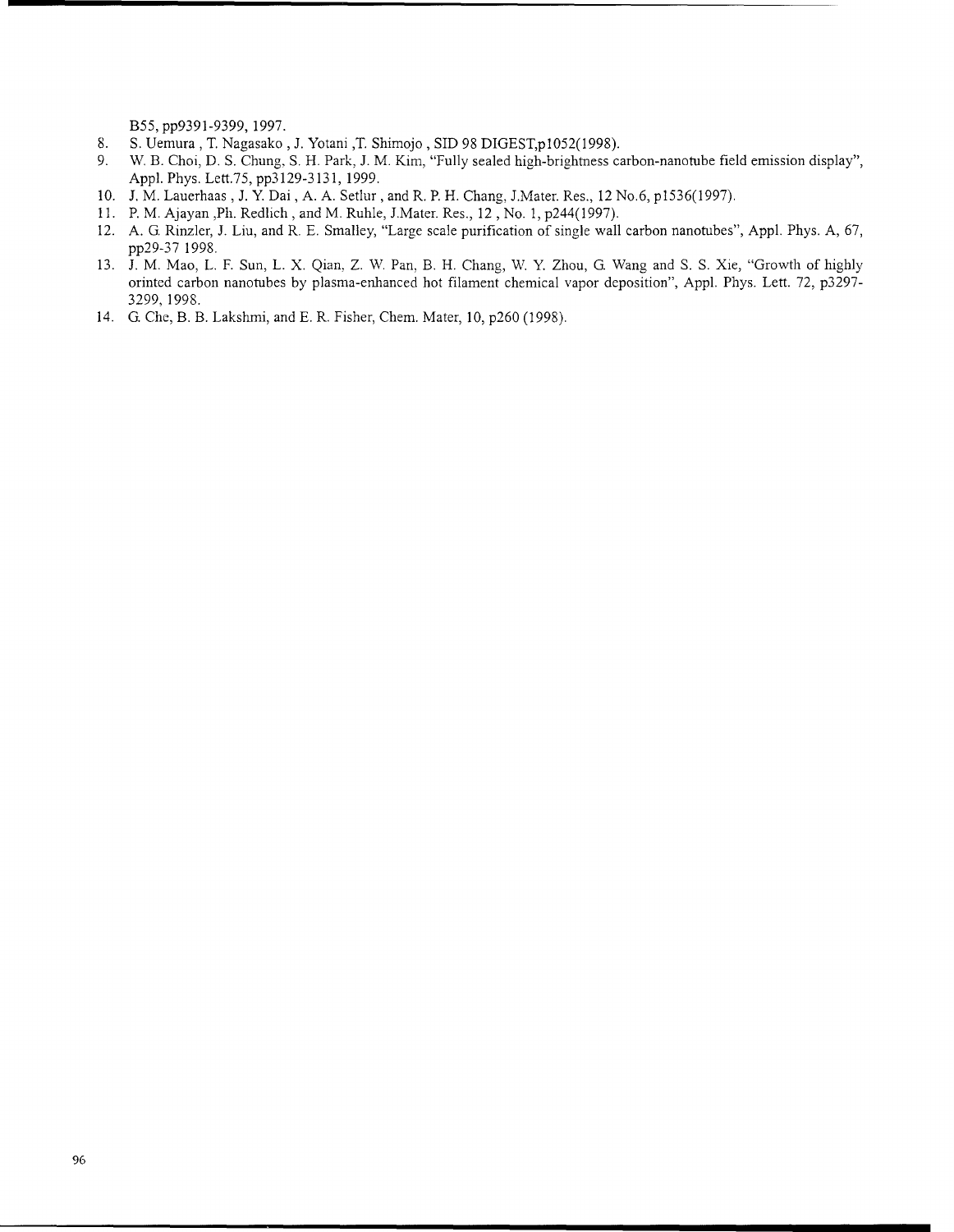B55, pp9391-9399, 1997.

8. S. Uemura , T. Nagasako , J. Yotani ,T. Shimojo , SID 98 DIGEST,p1052(1998).
9. W. B. Choi, D. S. Chung, S. H. Park, J. M. Kim, "Fully sealed high-brightness carbon-nanotube field emission display", Appl. Phys. Lett.75, pp3129-3131, 1999.
10. J. M. Lauerhaas , J. Y. Dai , A. A. Setlur , and R. P. H. Chang, J.Mater. Res., 12 No.6, p1536(1997).
11. P. M. Ajayan ,Ph. Redlich , and M. Ruhle, J.Mater. Res., 12 , No. 1, p244(1997).
12. A. G. Rinzler, J. Liu, and R. E. Smalley, "Large scale purification of single wall carbon nanotubes", Appl. Phys. A, 67, pp29-37 1998.
13. J. M. Mao, L. F. Sun, L. X. Qian, Z. W. Pan, B. H. Chang, W. Y. Zhou, G. Wang and S. S. Xie, "Growth of highly orinted carbon nanotubes by plasma-enhanced hot filament chemical vapor deposition", Appl. Phys. Lett. 72, p3297-3299, 1998.
14. G. Che, B. B. Lakshmi, and E. R. Fisher, Chem. Mater, 10, p260 (1998).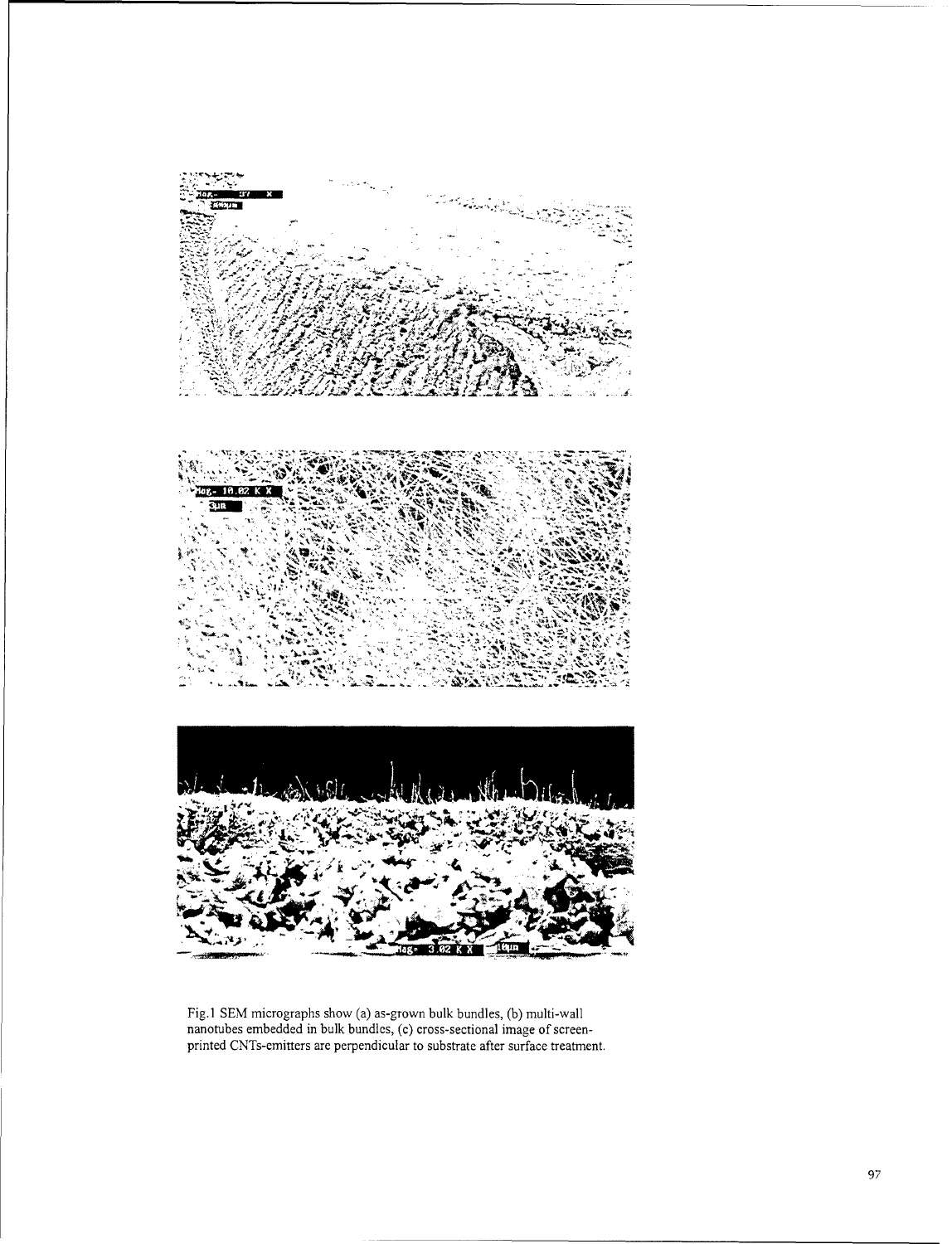Fig.1 SEM micrographs show (a) as-grown bulk bundles, (b) multi-wall nanotubes embedded in bulk bundles, (c) cross-sectional image of screen-printed CNTs-emitters are perpendicular to substrate after surface treatment.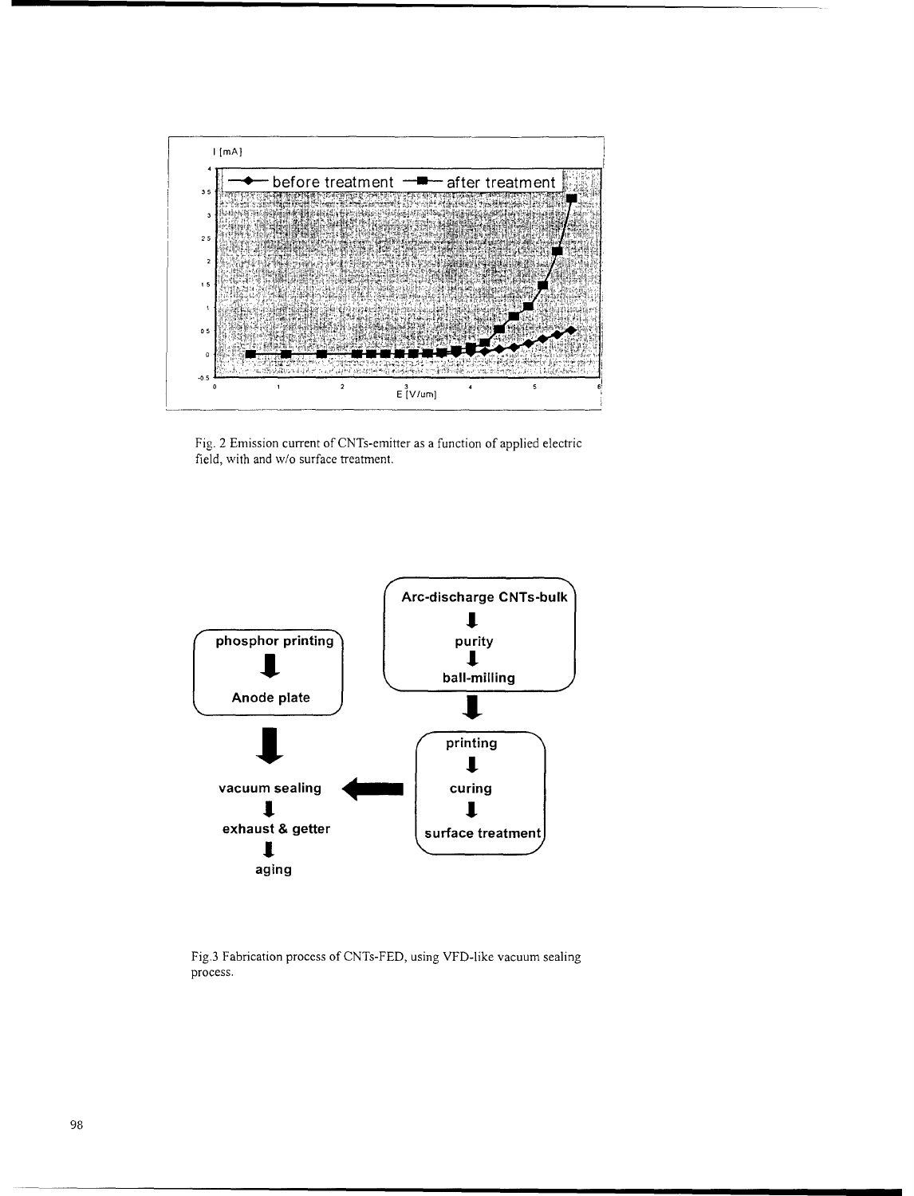Fig. 2 Emission current of CNTs-emitter as a function of applied electric field, with and w/o surface treatment.

Fig.3 Fabrication process of CNTs-FED, using VFD-like vacuum sealing process.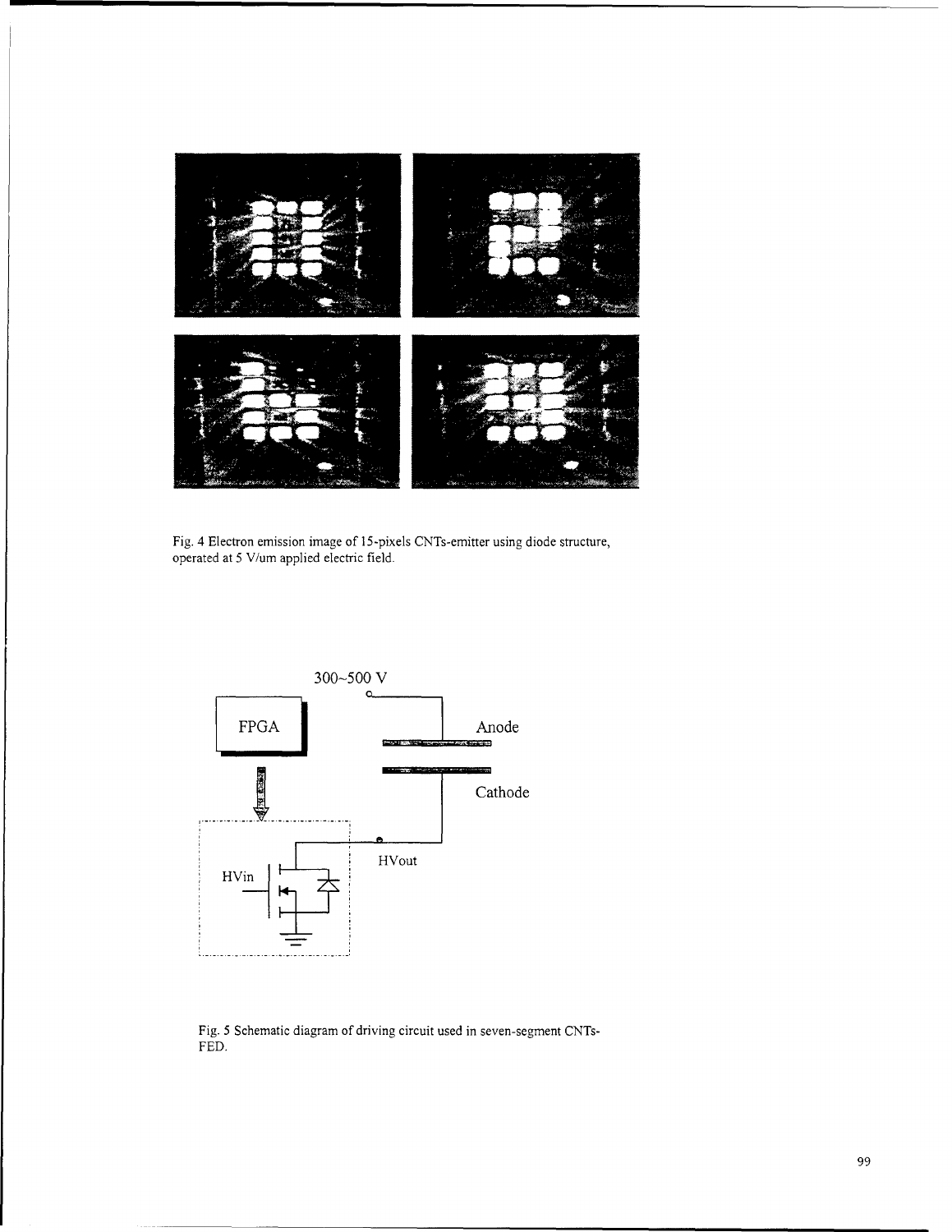Fig. 4 Electron emission image of 15-pixels CNTs-emitter using diode structure, operated at 5 V/um applied electric field.

Fig. 5 Schematic diagram of driving circuit used in seven-segment CNTs-FED.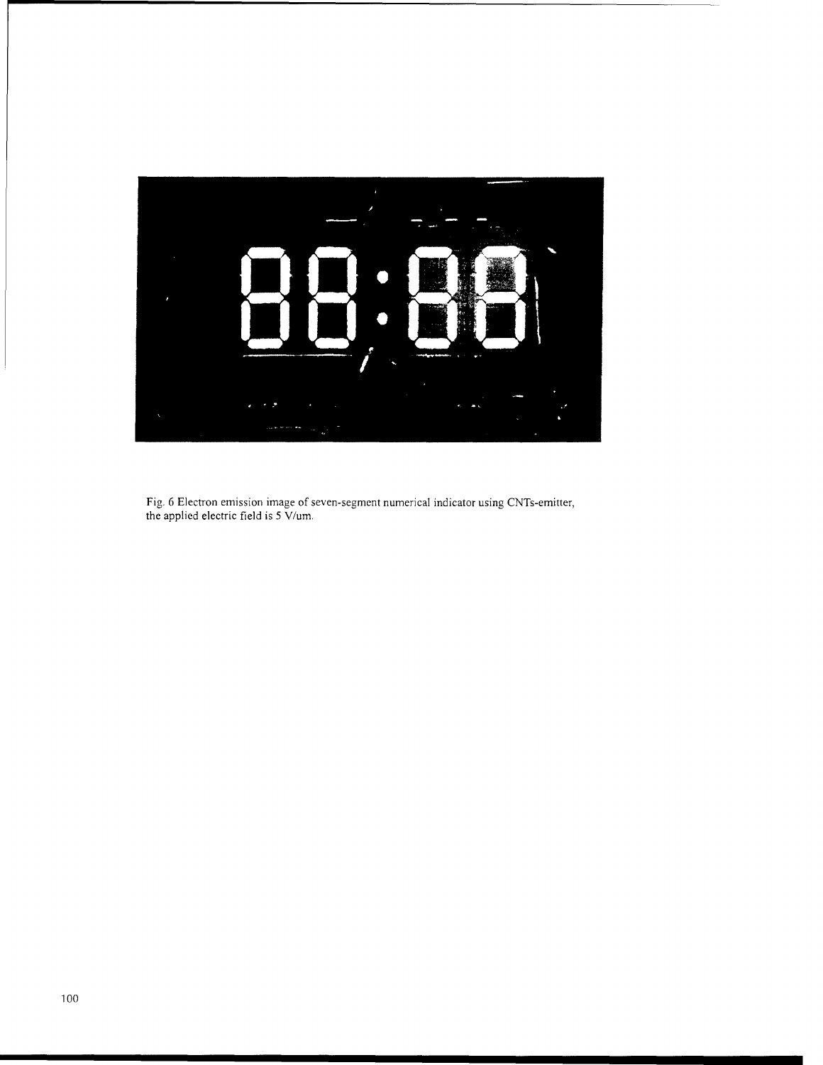Fig. 6 Electron emission image of seven-segment numerical indicator using CNTs-emitter, the applied electric field is 5 V/um.